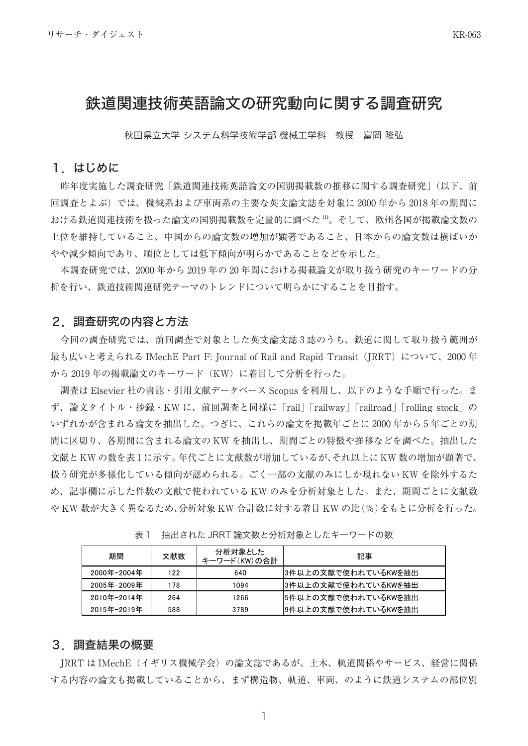# 鉄道関連技術英語論文の研究動向に関する調査研究

秋田県立大学 システム科学技術学部 機械工学科 教授 富岡 隆弘

## １．はじめに

昨年度実施した調査研究「鉄道関連技術英語論文の国別掲載数の推移に関する調査研究」（以下、前回調査とよぶ）では、機械系および車両系の主要な英文論文誌を対象に 2000 年から 2018 年の期間における鉄道関連技術を扱った論文の国別掲載数を定量的に調べた[1]。そして、欧州各国が掲載論文数の上位を維持していること、中国からの論文数の増加が顕著であること、日本からの論文数は横ばいかやや減少傾向であり、順位としては低下傾向が明らかであることなどを示した。

本調査研究では、2000 年から 2019 年の 20 年間における掲載論文が取り扱う研究のキーワードの分析を行い、鉄道技術関連研究テーマのトレンドについて明らかにすることを目指す。

## ２．調査研究の内容と方法

今回の調査研究では、前回調査で対象とした英文論文誌 3 誌のうち、鉄道に関して取り扱う範囲が最も広いと考えられる IMechE Part F: Journal of Rail and Rapid Transit（JRRT）について、2000 年から 2019 年の掲載論文のキーワード（KW）に着目して分析を行った。

調査は Elsevier 社の書誌・引用文献データベース Scopus を利用し、以下のような手順で行った。まず、論文タイトル・抄録・KW に、前回調査と同様に「rail」「railway」「railroad」「rolling stock」のいずれかが含まれる論文を抽出した。つぎに、これらの論文を掲載年ごとに 2000 年から 5 年ごとの期間に区切り、各期間に含まれる論文の KW を抽出し、期間ごとの特徴や推移などを調べた。抽出した文献と KW の数を表 1 に示す。年代ごとに文献数が増加しているが、それ以上に KW 数の増加が顕著で、扱う研究が多様化している傾向が認められる。ごく一部の文献のみにしか現れない KW を除外するため、記事欄に示した件数の文献で使われている KW のみを分析対象とした。また、期間ごとに文献数や KW 数が大きく異なるため、分析対象 KW 合計数に対する着目 KW の比（%）をもとに分析を行った。

表 1　抽出された JRRT 論文数と分析対象としたキーワードの数

| 期間 | 文献数 | 分析対象とした キーワード（KW）の合計 | 記事 |
|---|---|---|---|
| 2000年-2004年 | 122 | 640 | 3件以上の文献で使われているKWを抽出 |
| 2005年-2009年 | 178 | 1094 | 3件以上の文献で使われているKWを抽出 |
| 2010年-2014年 | 264 | 1266 | 5件以上の文献で使われているKWを抽出 |
| 2015年-2019年 | 588 | 3789 | 9件以上の文献で使われているKWを抽出 |

## ３．調査結果の概要

JRRT は IMechE（イギリス機械学会）の論文誌であるが、土木、軌道関係やサービス、経営に関係する内容の論文も掲載していることから、まず構造物、軌道、車両、のように鉄道システムの部位別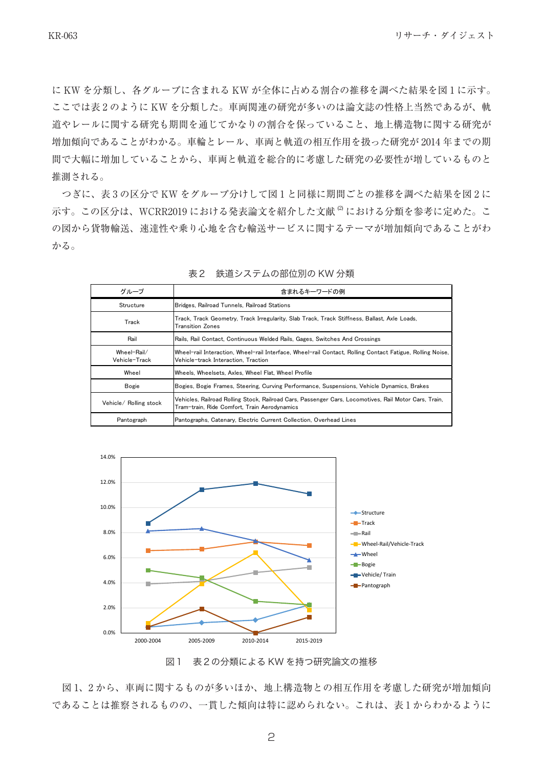に KW を分類し、各グループに含まれる KW が全体に占める割合の推移を調べた結果を図 1 に示す。ここでは表 2 のように KW を分類した。車両関連の研究が多いのは論文誌の性格上当然であるが、軌道やレールに関する研究も期間を通じてかなりの割合を保っていること、地上構造物に関する研究が増加傾向であることがわかる。車輪とレール、車両と軌道の相互作用を扱った研究が 2014 年までの期間で大幅に増加していることから、車両と軌道を総合的に考慮した研究の必要性が増しているものと推測される。

つぎに、表 3 の区分で KW をグループ分けして図 1 と同様に期間ごとの推移を調べた結果を図 2 に示す。この区分は、WCRR2019 における発表論文を紹介した文献 (2) における分類を参考に定めた。この図から貨物輸送、速達性や乗り心地を含む輸送サービスに関するテーマが増加傾向であることがわかる。

表２　鉄道システムの部位別の KW 分類

| グループ | 含まれるキーワードの例 |
|---|---|
| Structure | Bridges, Railroad Tunnels, Railroad Stations |
| Track | Track, Track Geometry, Track Irregularity, Slab Track, Track Stiffness, Ballast, Axle Loads, Transition Zones |
| Rail | Rails, Rail Contact, Continuous Welded Rails, Gages, Switches And Crossings |
| Wheel-Rail/ Vehicle-Track | Wheel-rail Interaction, Wheel-rail Interface, Wheel-rail Contact, Rolling Contact Fatigue, Rolling Noise, Vehicle-track Interaction, Traction |
| Wheel | Wheels, Wheelsets, Axles, Wheel Flat, Wheel Profile |
| Bogie | Bogies, Bogie Frames, Steering, Curving Performance, Suspensions, Vehicle Dynamics, Brakes |
| Vehicle/ Rolling stock | Vehicles, Railroad Rolling Stock, Railroad Cars, Passenger Cars, Locomotives, Rail Motor Cars, Train, Tram-train, Ride Comfort, Train Aerodynamics |
| Pantograph | Pantographs, Catenary, Electric Current Collection, Overhead Lines |

図１　表２の分類による KW を持つ研究論文の推移

図 1、2 から、車両に関するものが多いほか、地上構造物との相互作用を考慮した研究が増加傾向であることは推察されるものの、一貫した傾向は特に認められない。これは、表 1 からわかるように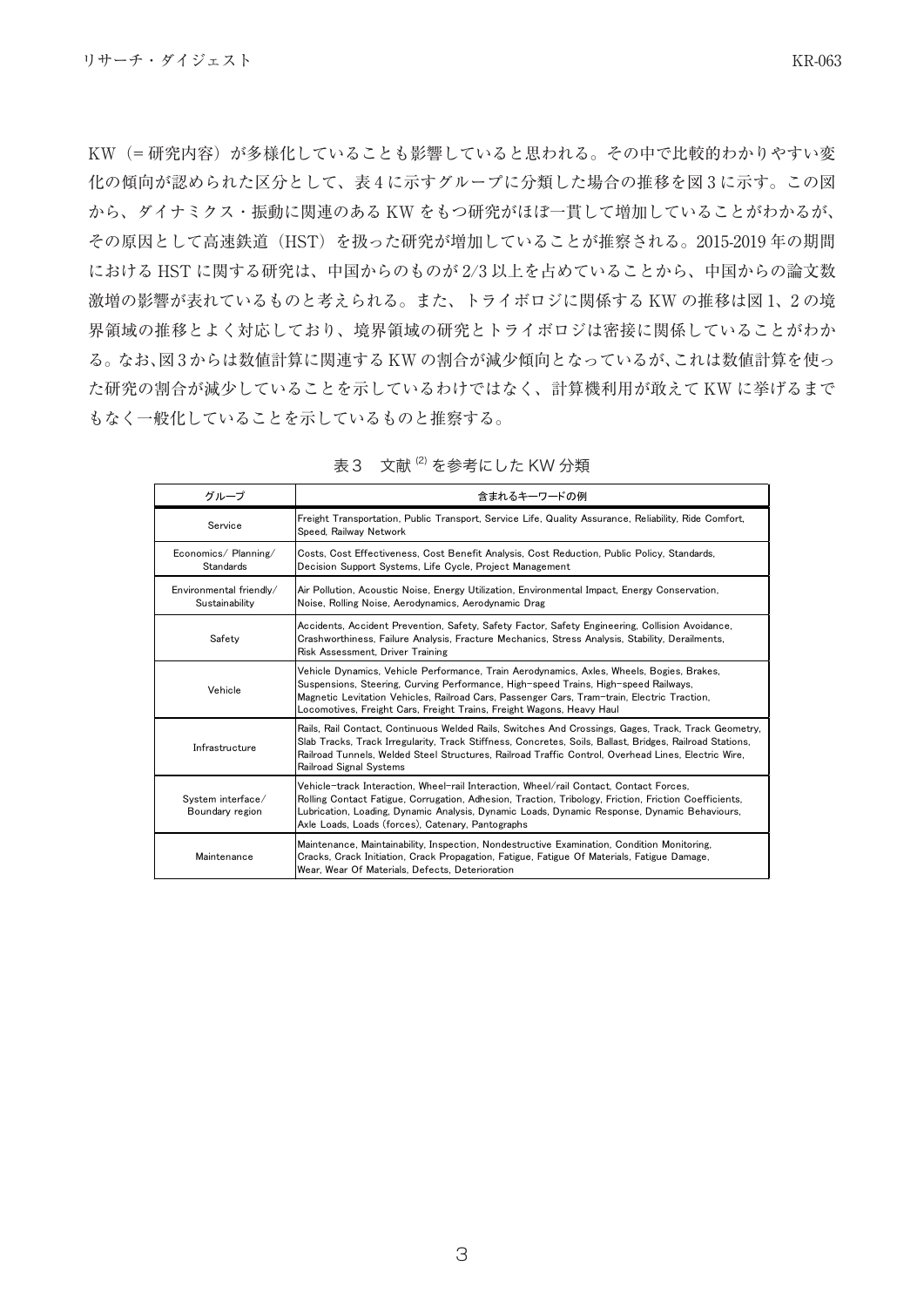KW（= 研究内容）が多様化していることも影響していると思われる。その中で比較的わかりやすい変化の傾向が認められた区分として、表 4 に示すグループに分類した場合の推移を図 3 に示す。この図から、ダイナミクス・振動に関連のある KW をもつ研究がほぼ一貫して増加していることがわかるが、その原因として高速鉄道（HST）を扱った研究が増加していることが推察される。2015-2019 年の期間における HST に関する研究は、中国からのものが 2/3 以上を占めていることから、中国からの論文数激増の影響が表れているものと考えられる。また、トライボロジに関係する KW の推移は図 1、2 の境界領域の推移とよく対応しており、境界領域の研究とトライボロジは密接に関係していることがわかる。なお､図 3 からは数値計算に関連する KW の割合が減少傾向となっているが､これは数値計算を使った研究の割合が減少していることを示しているわけではなく、計算機利用が敢えて KW に挙げるまでもなく一般化していることを示しているものと推察する。

表３　文献 [2] を参考にした KW 分類

| グループ | 含まれるキーワードの例 |
|---|---|
| Service | Freight Transportation, Public Transport, Service Life, Quality Assurance, Reliability, Ride Comfort, Speed, Railway Network |
| Economics/ Planning/ Standards | Costs, Cost Effectiveness, Cost Benefit Analysis, Cost Reduction, Public Policy, Standards, Decision Support Systems, Life Cycle, Project Management |
| Environmental friendly/ Sustainability | Air Pollution, Acoustic Noise, Energy Utilization, Environmental Impact, Energy Conservation, Noise, Rolling Noise, Aerodynamics, Aerodynamic Drag |
| Safety | Accidents, Accident Prevention, Safety, Safety Factor, Safety Engineering, Collision Avoidance, Crashworthiness, Failure Analysis, Fracture Mechanics, Stress Analysis, Stability, Derailments, Risk Assessment, Driver Training |
| Vehicle | Vehicle Dynamics, Vehicle Performance, Train Aerodynamics, Axles, Wheels, Bogies, Brakes, Suspensions, Steering, Curving Performance, High-speed Trains, High-speed Railways, Magnetic Levitation Vehicles, Railroad Cars, Passenger Cars, Tram-train, Electric Traction, Locomotives, Freight Cars, Freight Trains, Freight Wagons, Heavy Haul |
| Infrastructure | Rails, Rail Contact, Continuous Welded Rails, Switches And Crossings, Gages, Track, Track Geometry, Slab Tracks, Track Irregularity, Track Stiffness, Concretes, Soils, Ballast, Bridges, Railroad Stations, Railroad Tunnels, Welded Steel Structures, Railroad Traffic Control, Overhead Lines, Electric Wire, Railroad Signal Systems |
| System interface/ Boundary region | Vehicle-track Interaction, Wheel-rail Interaction, Wheel/rail Contact, Contact Forces, Rolling Contact Fatigue, Corrugation, Adhesion, Traction, Tribology, Friction, Friction Coefficients, Lubrication, Loading, Dynamic Analysis, Dynamic Loads, Dynamic Response, Dynamic Behaviours, Axle Loads, Loads (forces), Catenary, Pantographs |
| Maintenance | Maintenance, Maintainability, Inspection, Nondestructive Examination, Condition Monitoring, Cracks, Crack Initiation, Crack Propagation, Fatigue, Fatigue Of Materials, Fatigue Damage, Wear, Wear Of Materials, Defects, Deterioration |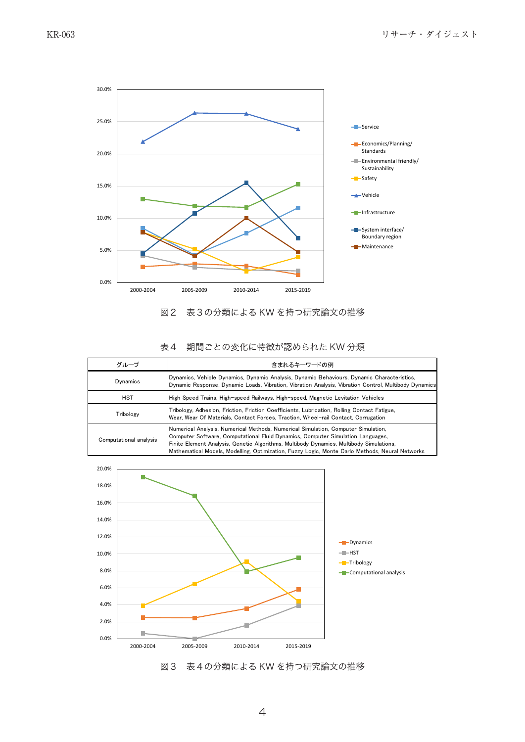図２　表３の分類による KW を持つ研究論文の推移

表４　期間ごとの変化に特徴が認められた KW 分類

| グループ | 含まれるキーワードの例 |
|---|---|
| Dynamics | Dynamics, Vehicle Dynamics, Dynamic Analysis, Dynamic Behaviours, Dynamic Characteristics, Dynamic Response, Dynamic Loads, Vibration, Vibration Analysis, Vibration Control, Multibody Dynamics |
| HST | High Speed Trains, High-speed Railways, High-speed, Magnetic Levitation Vehicles |
| Tribology | Tribology, Adhesion, Friction, Friction Coefficients, Lubrication, Rolling Contact Fatigue, Wear, Wear Of Materials, Contact Forces, Traction, Wheel-rail Contact, Corrugation |
| Computational analysis | Numerical Analysis, Numerical Methods, Numerical Simulation, Computer Simulation, Computer Software, Computational Fluid Dynamics, Computer Simulation Languages, Finite Element Analysis, Genetic Algorithms, Multibody Dynamics, Multibody Simulations, Mathematical Models, Modelling, Optimization, Fuzzy Logic, Monte Carlo Methods, Neural Networks |

図３　表４の分類による KW を持つ研究論文の推移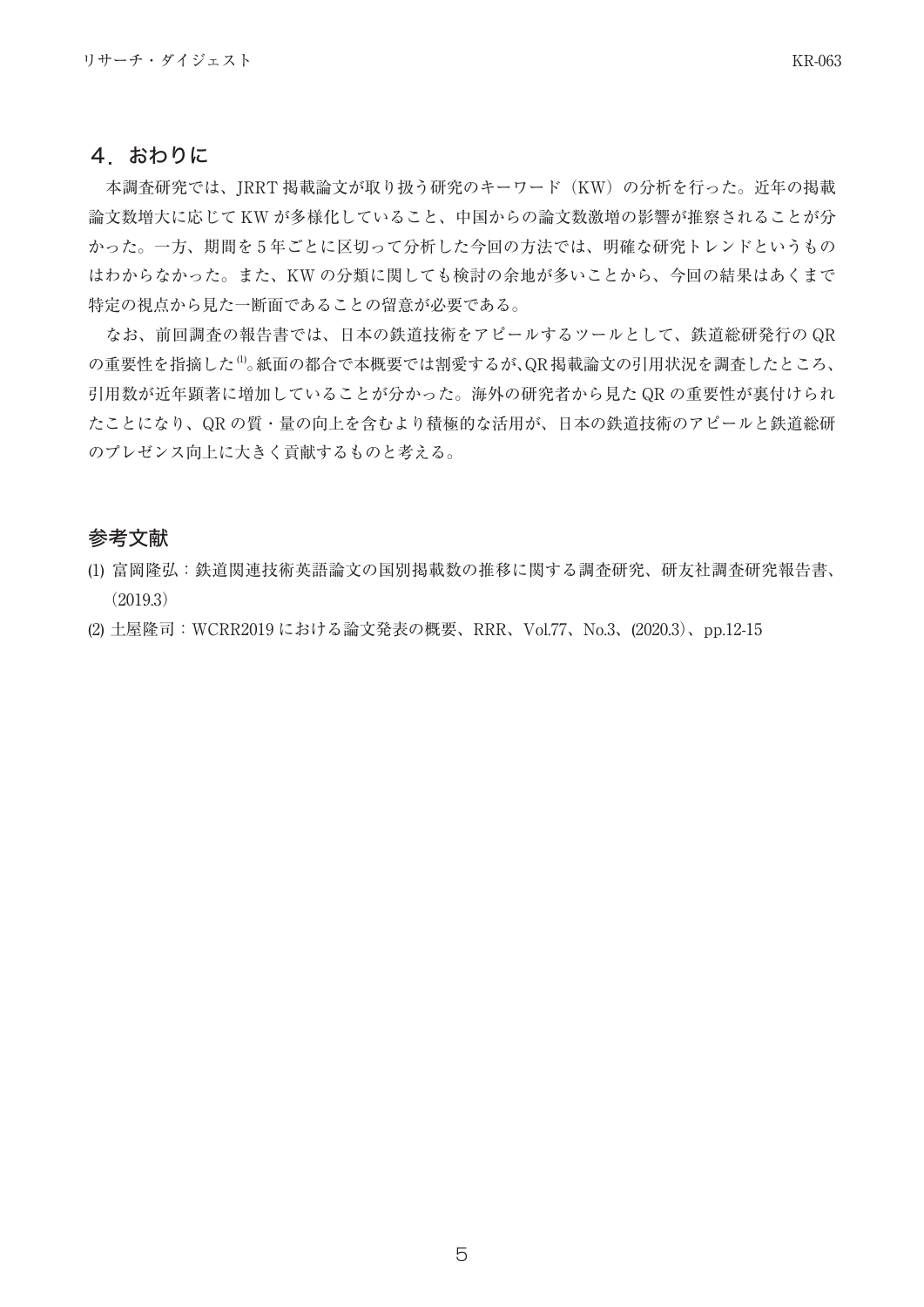## ４．おわりに

本調査研究では、JRRT 掲載論文が取り扱う研究のキーワード（KW）の分析を行った。近年の掲載論文数増大に応じて KW が多様化していること、中国からの論文数激増の影響が推察されることが分かった。一方、期間を 5 年ごとに区切って分析した今回の方法では、明確な研究トレンドというものはわからなかった。また、KW の分類に関しても検討の余地が多いことから、今回の結果はあくまで特定の視点から見た一断面であることの留意が必要である。

なお、前回調査の報告書では、日本の鉄道技術をアピールするツールとして、鉄道総研発行の QR の重要性を指摘した[1]。紙面の都合で本概要では割愛するが、QR 掲載論文の引用状況を調査したところ、引用数が近年顕著に増加していることが分かった。海外の研究者から見た QR の重要性が裏付けられたことになり、QR の質・量の向上を含むより積極的な活用が、日本の鉄道技術のアピールと鉄道総研のプレゼンス向上に大きく貢献するものと考える。

## 参考文献

(1) 富岡隆弘：鉄道関連技術英語論文の国別掲載数の推移に関する調査研究、研友社調査研究報告書、(2019.3)

(2) 土屋隆司：WCRR2019 における論文発表の概要、RRR、Vol.77、No.3、(2020.3)、pp.12-15